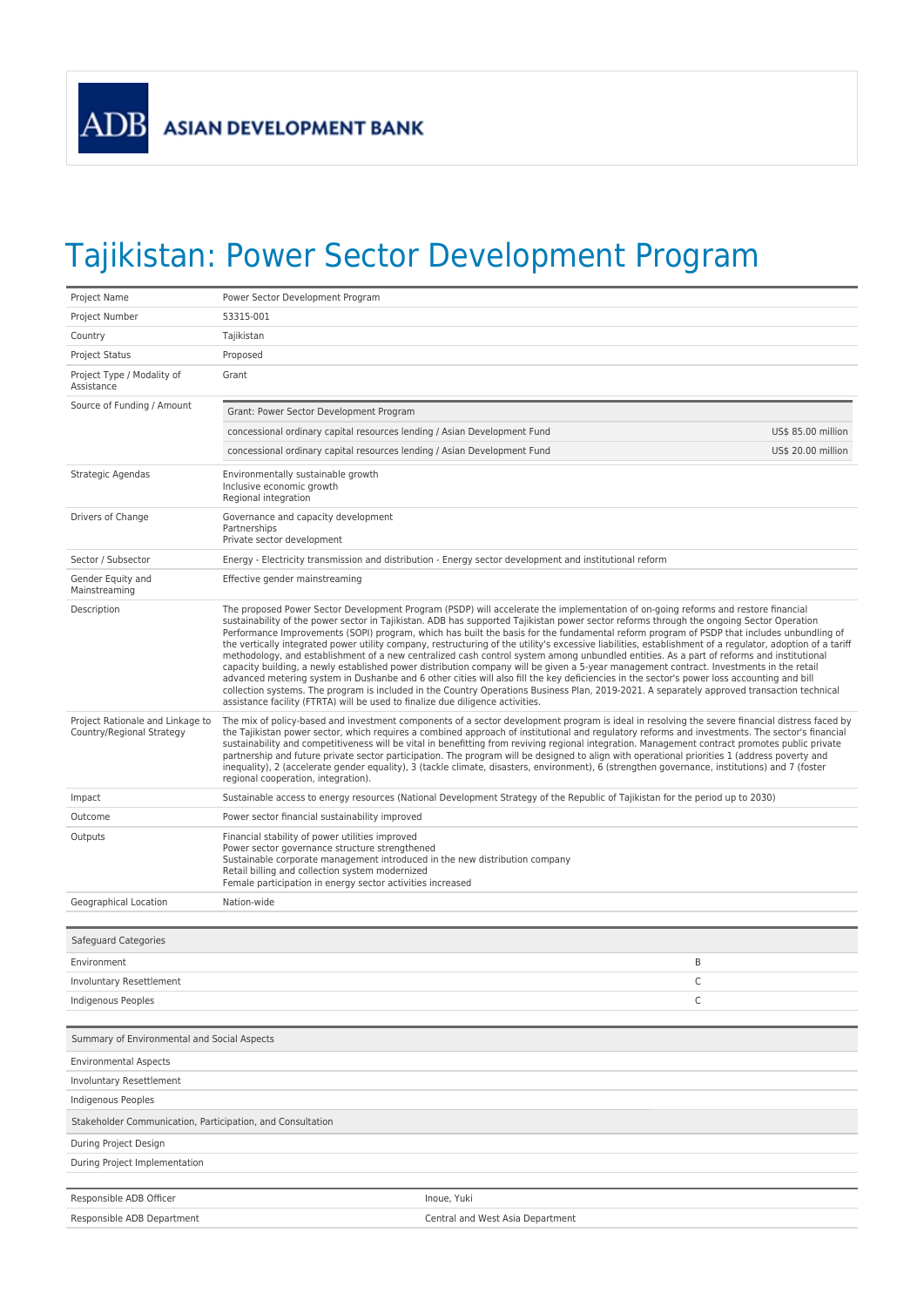ADB ASIAN DEVELOPMENT BANK

# Tajikistan: Power Sector Development Program

| | |
|---|---|
| Project Name | Power Sector Development Program |
| Project Number | 53315-001 |
| Country | Tajikistan |
| Project Status | Proposed |
| Project Type / Modality of Assistance | Grant |
| Source of Funding / Amount | Grant: Power Sector Development Program<br>concessional ordinary capital resources lending / Asian Development Fund — US$ 85.00 million<br>concessional ordinary capital resources lending / Asian Development Fund — US$ 20.00 million |
| Strategic Agendas | Environmentally sustainable growth<br>Inclusive economic growth<br>Regional integration |
| Drivers of Change | Governance and capacity development<br>Partnerships<br>Private sector development |
| Sector / Subsector | Energy - Electricity transmission and distribution - Energy sector development and institutional reform |
| Gender Equity and Mainstreaming | Effective gender mainstreaming |
| Description | The proposed Power Sector Development Program (PSDP) will accelerate the implementation of on-going reforms and restore financial sustainability of the power sector in Tajikistan. ADB has supported Tajikistan power sector reforms through the ongoing Sector Operation Performance Improvements (SOPI) program, which has built the basis for the fundamental reform program of PSDP that includes unbundling of the vertically integrated power utility company, restructuring of the utility's excessive liabilities, establishment of a regulator, adoption of a tariff methodology, and establishment of a new centralized cash control system among unbundled entities. As a part of reforms and institutional capacity building, a newly established power distribution company will be given a 5-year management contract. Investments in the retail advanced metering system in Dushanbe and 6 other cities will also fill the key deficiencies in the sector's power loss accounting and bill collection systems. The program is included in the Country Operations Business Plan, 2019-2021. A separately approved transaction technical assistance facility (FTRTA) will be used to finalize due diligence activities. |
| Project Rationale and Linkage to Country/Regional Strategy | The mix of policy-based and investment components of a sector development program is ideal in resolving the severe financial distress faced by the Tajikistan power sector, which requires a combined approach of institutional and regulatory reforms and investments. The sector's financial sustainability and competitiveness will be vital in benefitting from reviving regional integration. Management contract promotes public private partnership and future private sector participation. The program will be designed to align with operational priorities 1 (address poverty and inequality), 2 (accelerate gender equality), 3 (tackle climate, disasters, environment), 6 (strengthen governance, institutions) and 7 (foster regional cooperation, integration). |
| Impact | Sustainable access to energy resources (National Development Strategy of the Republic of Tajikistan for the period up to 2030) |
| Outcome | Power sector financial sustainability improved |
| Outputs | Financial stability of power utilities improved<br>Power sector governance structure strengthened<br>Sustainable corporate management introduced in the new distribution company<br>Retail billing and collection system modernized<br>Female participation in energy sector activities increased |
| Geographical Location | Nation-wide |

| Safeguard Categories | |
|---|---|
| Environment | B |
| Involuntary Resettlement | C |
| Indigenous Peoples | C |

| Summary of Environmental and Social Aspects |
|---|
| Environmental Aspects |
| Involuntary Resettlement |
| Indigenous Peoples |
| **Stakeholder Communication, Participation, and Consultation** |
| During Project Design |
| During Project Implementation |

| | |
|---|---|
| Responsible ADB Officer | Inoue, Yuki |
| Responsible ADB Department | Central and West Asia Department |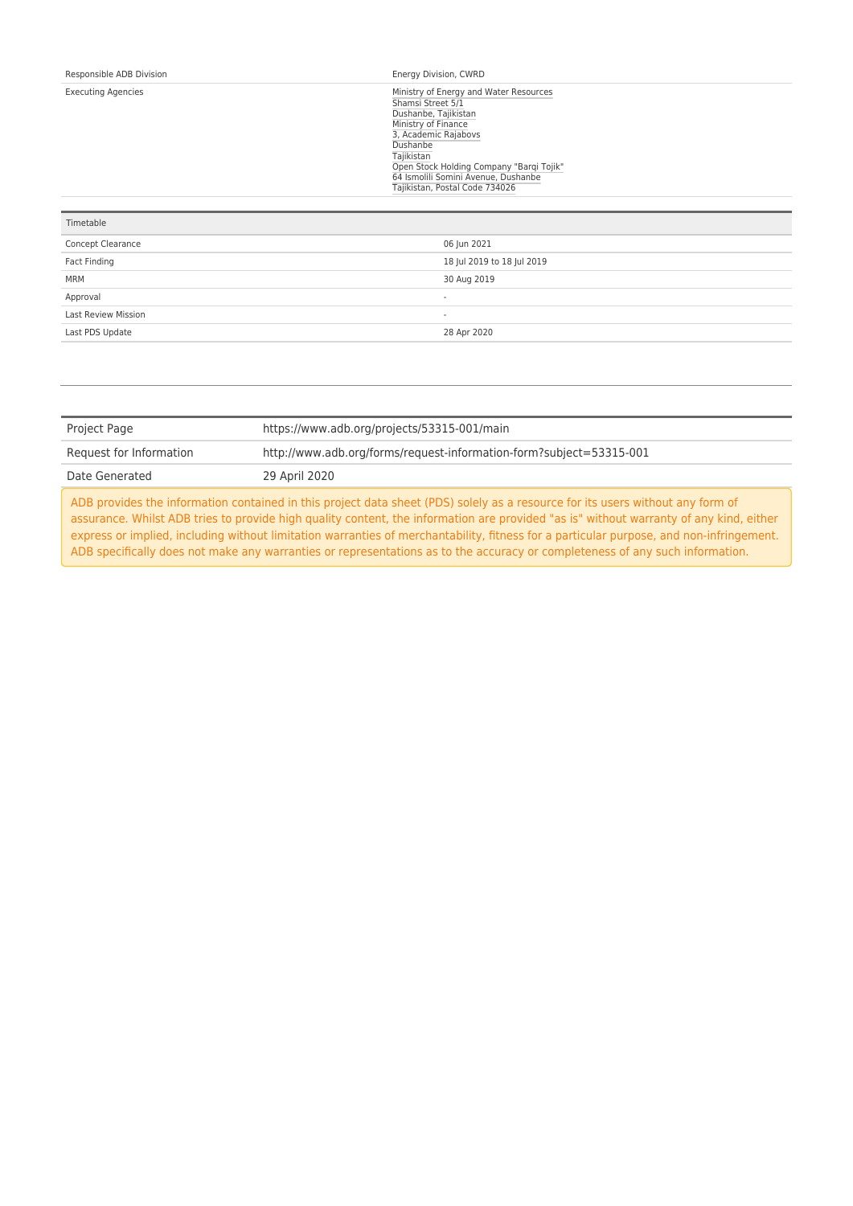| | |
|---|---|
| Responsible ADB Division | Energy Division, CWRD |
| Executing Agencies | Ministry of Energy and Water Resources<br>Shamsi Street 5/1<br>Dushanbe, Tajikistan<br>Ministry of Finance<br>3, Academic Rajabovs<br>Dushanbe<br>Tajikistan<br>Open Stock Holding Company "Barqi Tojik"<br>64 Ismolili Somini Avenue, Dushanbe<br>Tajikistan, Postal Code 734026 |

| Timetable | |
|---|---|
| Concept Clearance | 06 Jun 2021 |
| Fact Finding | 18 Jul 2019 to 18 Jul 2019 |
| MRM | 30 Aug 2019 |
| Approval | - |
| Last Review Mission | - |
| Last PDS Update | 28 Apr 2020 |

| | |
|---|---|
| Project Page | https://www.adb.org/projects/53315-001/main |
| Request for Information | http://www.adb.org/forms/request-information-form?subject=53315-001 |
| Date Generated | 29 April 2020 |

ADB provides the information contained in this project data sheet (PDS) solely as a resource for its users without any form of assurance. Whilst ADB tries to provide high quality content, the information are provided "as is" without warranty of any kind, either express or implied, including without limitation warranties of merchantability, fitness for a particular purpose, and non-infringement. ADB specifically does not make any warranties or representations as to the accuracy or completeness of any such information.